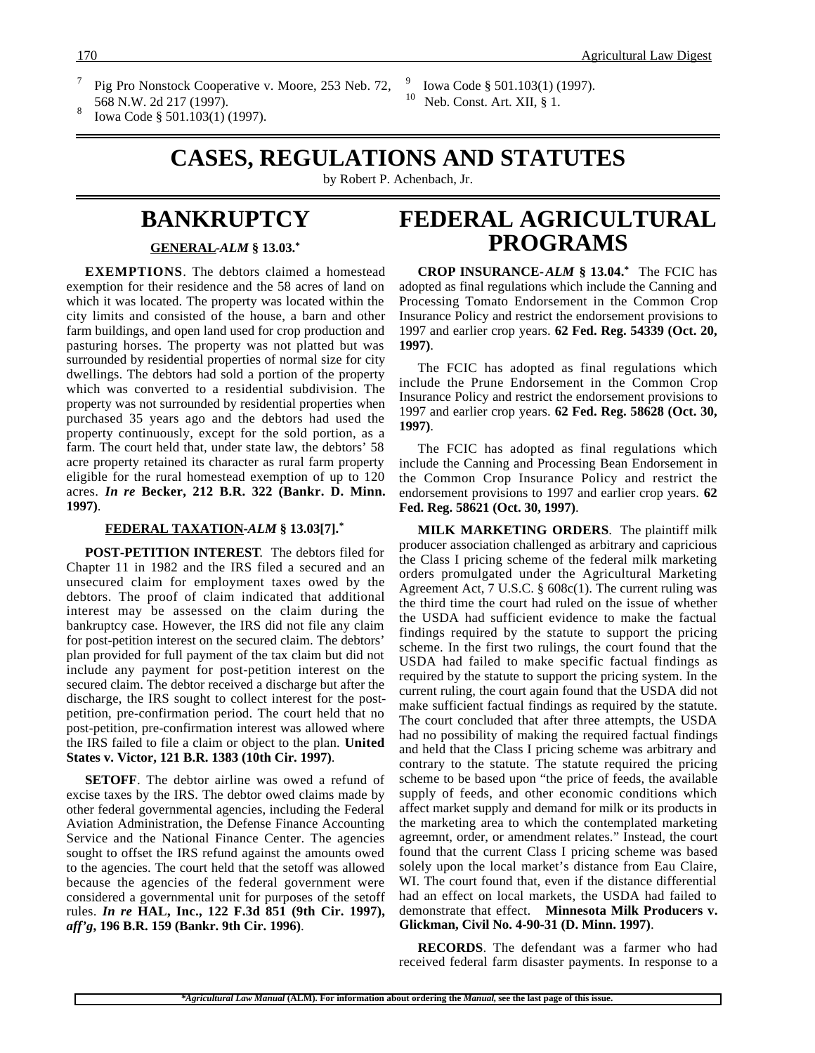[7] Pig Pro Nonstock Cooperative v. Moore, 253 Neb. 72, 568 N.W. 2d 217 (1997).

[8] Iowa Code § 501.103(1) (1997).

[9] Iowa Code § 501.103(1) (1997).

[10] Neb. Const. Art. XII, § 1.

# CASES, REGULATIONS AND STATUTES

by Robert P. Achenbach, Jr.

## BANKRUPTCY

### GENERAL -*ALM* § 13.03.*

**EXEMPTIONS**. The debtors claimed a homestead exemption for their residence and the 58 acres of land on which it was located. The property was located within the city limits and consisted of the house, a barn and other farm buildings, and open land used for crop production and pasturing horses. The property was not platted but was surrounded by residential properties of normal size for city dwellings. The debtors had sold a portion of the property which was converted to a residential subdivision. The property was not surrounded by residential properties when purchased 35 years ago and the debtors had used the property continuously, except for the sold portion, as a farm. The court held that, under state law, the debtors' 58 acre property retained its character as rural farm property eligible for the rural homestead exemption of up to 120 acres. ***In re* Becker, 212 B.R. 322 (Bankr. D. Minn. 1997)**.

### FEDERAL TAXATION -*ALM* § 13.03[7].*

**POST-PETITION INTEREST**. The debtors filed for Chapter 11 in 1982 and the IRS filed a secured and an unsecured claim for employment taxes owed by the debtors. The proof of claim indicated that additional interest may be assessed on the claim during the bankruptcy case. However, the IRS did not file any claim for post-petition interest on the secured claim. The debtors' plan provided for full payment of the tax claim but did not include any payment for post-petition interest on the secured claim. The debtor received a discharge but after the discharge, the IRS sought to collect interest for the post-petition, pre-confirmation period. The court held that no post-petition, pre-confirmation interest was allowed where the IRS failed to file a claim or object to the plan. **United States v. Victor, 121 B.R. 1383 (10th Cir. 1997)**.

**SETOFF**. The debtor airline was owed a refund of excise taxes by the IRS. The debtor owed claims made by other federal governmental agencies, including the Federal Aviation Administration, the Defense Finance Accounting Service and the National Finance Center. The agencies sought to offset the IRS refund against the amounts owed to the agencies. The court held that the setoff was allowed because the agencies of the federal government were considered a governmental unit for purposes of the setoff rules. ***In re* HAL, Inc., 122 F.3d 851 (9th Cir. 1997), *aff'g*, 196 B.R. 159 (Bankr. 9th Cir. 1996)**.

## FEDERAL AGRICULTURAL PROGRAMS

**CROP INSURANCE** -*ALM* § 13.04.* The FCIC has adopted as final regulations which include the Canning and Processing Tomato Endorsement in the Common Crop Insurance Policy and restrict the endorsement provisions to 1997 and earlier crop years. **62 Fed. Reg. 54339 (Oct. 20, 1997)**.

The FCIC has adopted as final regulations which include the Prune Endorsement in the Common Crop Insurance Policy and restrict the endorsement provisions to 1997 and earlier crop years. **62 Fed. Reg. 58628 (Oct. 30, 1997)**.

The FCIC has adopted as final regulations which include the Canning and Processing Bean Endorsement in the Common Crop Insurance Policy and restrict the endorsement provisions to 1997 and earlier crop years. **62 Fed. Reg. 58621 (Oct. 30, 1997)**.

**MILK MARKETING ORDERS**. The plaintiff milk producer association challenged as arbitrary and capricious the Class I pricing scheme of the federal milk marketing orders promulgated under the Agricultural Marketing Agreement Act, 7 U.S.C. § 608c(1). The current ruling was the third time the court had ruled on the issue of whether the USDA had sufficient evidence to make the factual findings required by the statute to support the pricing scheme. In the first two rulings, the court found that the USDA had failed to make specific factual findings as required by the statute to support the pricing system. In the current ruling, the court again found that the USDA did not make sufficient factual findings as required by the statute. The court concluded that after three attempts, the USDA had no possibility of making the required factual findings and held that the Class I pricing scheme was arbitrary and contrary to the statute. The statute required the pricing scheme to be based upon "the price of feeds, the available supply of feeds, and other economic conditions which affect market supply and demand for milk or its products in the marketing area to which the contemplated marketing agreemnt, order, or amendment relates." Instead, the court found that the current Class I pricing scheme was based solely upon the local market's distance from Eau Claire, WI. The court found that, even if the distance differential had an effect on local markets, the USDA had failed to demonstrate that effect. **Minnesota Milk Producers v. Glickman, Civil No. 4-90-31 (D. Minn. 1997)**.

**RECORDS**. The defendant was a farmer who had received federal farm disaster payments. In response to a

**Agricultural Law Manual* (ALM). For information about ordering the *Manual*, see the last page of this issue.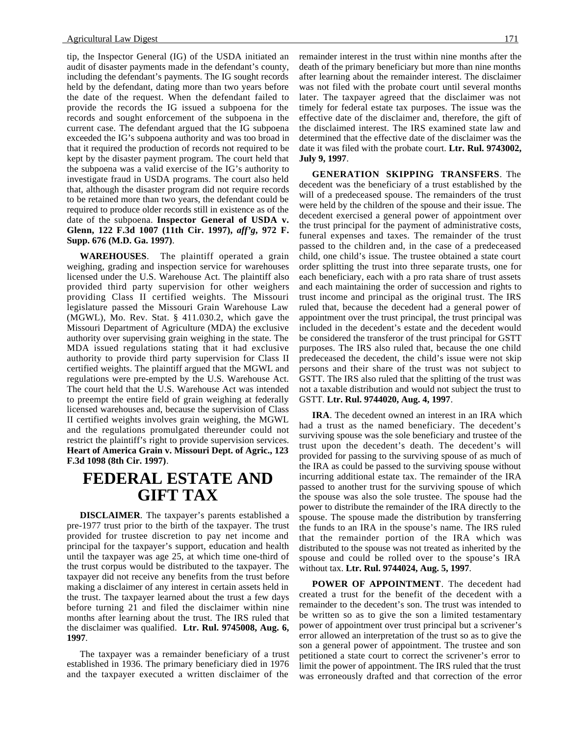tip, the Inspector General (IG) of the USDA initiated an audit of disaster payments made in the defendant's county, including the defendant's payments. The IG sought records held by the defendant, dating more than two years before the date of the request. When the defendant failed to provide the records the IG issued a subpoena for the records and sought enforcement of the subpoena in the current case. The defendant argued that the IG subpoena exceeded the IG's subpoena authority and was too broad in that it required the production of records not required to be kept by the disaster payment program. The court held that the subpoena was a valid exercise of the IG's authority to investigate fraud in USDA programs. The court also held that, although the disaster program did not require records to be retained more than two years, the defendant could be required to produce older records still in existence as of the date of the subpoena. **Inspector General of USDA v. Glenn, 122 F.3d 1007 (11th Cir. 1997), *aff'g*, 972 F. Supp. 676 (M.D. Ga. 1997)**.

**WAREHOUSES**. The plaintiff operated a grain weighing, grading and inspection service for warehouses licensed under the U.S. Warehouse Act. The plaintiff also provided third party supervision for other weighers providing Class II certified weights. The Missouri legislature passed the Missouri Grain Warehouse Law (MGWL), Mo. Rev. Stat. § 411.030.2, which gave the Missouri Department of Agriculture (MDA) the exclusive authority over supervising grain weighing in the state. The MDA issued regulations stating that it had exclusive authority to provide third party supervision for Class II certified weights. The plaintiff argued that the MGWL and regulations were pre-empted by the U.S. Warehouse Act. The court held that the U.S. Warehouse Act was intended to preempt the entire field of grain weighing at federally licensed warehouses and, because the supervision of Class II certified weights involves grain weighing, the MGWL and the regulations promulgated thereunder could not restrict the plaintiff's right to provide supervision services. **Heart of America Grain v. Missouri Dept. of Agric., 123 F.3d 1098 (8th Cir. 1997)**.

# FEDERAL ESTATE AND GIFT TAX

**DISCLAIMER**. The taxpayer's parents established a pre-1977 trust prior to the birth of the taxpayer. The trust provided for trustee discretion to pay net income and principal for the taxpayer's support, education and health until the taxpayer was age 25, at which time one-third of the trust corpus would be distributed to the taxpayer. The taxpayer did not receive any benefits from the trust before making a disclaimer of any interest in certain assets held in the trust. The taxpayer learned about the trust a few days before turning 21 and filed the disclaimer within nine months after learning about the trust. The IRS ruled that the disclaimer was qualified. **Ltr. Rul. 9745008, Aug. 6, 1997**.

The taxpayer was a remainder beneficiary of a trust established in 1936. The primary beneficiary died in 1976 and the taxpayer executed a written disclaimer of the remainder interest in the trust within nine months after the death of the primary beneficiary but more than nine months after learning about the remainder interest. The disclaimer was not filed with the probate court until several months later. The taxpayer agreed that the disclaimer was not timely for federal estate tax purposes. The issue was the effective date of the disclaimer and, therefore, the gift of the disclaimed interest. The IRS examined state law and determined that the effective date of the disclaimer was the date it was filed with the probate court. **Ltr. Rul. 9743002, July 9, 1997**.

**GENERATION SKIPPING TRANSFERS**. The decedent was the beneficiary of a trust established by the will of a predeceased spouse. The remainders of the trust were held by the children of the spouse and their issue. The decedent exercised a general power of appointment over the trust principal for the payment of administrative costs, funeral expenses and taxes. The remainder of the trust passed to the children and, in the case of a predeceased child, one child's issue. The trustee obtained a state court order splitting the trust into three separate trusts, one for each beneficiary, each with a pro rata share of trust assets and each maintaining the order of succession and rights to trust income and principal as the original trust. The IRS ruled that, because the decedent had a general power of appointment over the trust principal, the trust principal was included in the decedent's estate and the decedent would be considered the transferor of the trust principal for GSTT purposes. The IRS also ruled that, because the one child predeceased the decedent, the child's issue were not skip persons and their share of the trust was not subject to GSTT. The IRS also ruled that the splitting of the trust was not a taxable distribution and would not subject the trust to GSTT. **Ltr. Rul. 9744020, Aug. 4, 1997**.

**IRA**. The decedent owned an interest in an IRA which had a trust as the named beneficiary. The decedent's surviving spouse was the sole beneficiary and trustee of the trust upon the decedent's death. The decedent's will provided for passing to the surviving spouse of as much of the IRA as could be passed to the surviving spouse without incurring additional estate tax. The remainder of the IRA passed to another trust for the surviving spouse of which the spouse was also the sole trustee. The spouse had the power to distribute the remainder of the IRA directly to the spouse. The spouse made the distribution by transferring the funds to an IRA in the spouse's name. The IRS ruled that the remainder portion of the IRA which was distributed to the spouse was not treated as inherited by the spouse and could be rolled over to the spouse's IRA without tax. **Ltr. Rul. 9744024, Aug. 5, 1997**.

**POWER OF APPOINTMENT**. The decedent had created a trust for the benefit of the decedent with a remainder to the decedent's son. The trust was intended to be written so as to give the son a limited testamentary power of appointment over trust principal but a scrivener's error allowed an interpretation of the trust so as to give the son a general power of appointment. The trustee and son petitioned a state court to correct the scrivener's error to limit the power of appointment. The IRS ruled that the trust was erroneously drafted and that correction of the error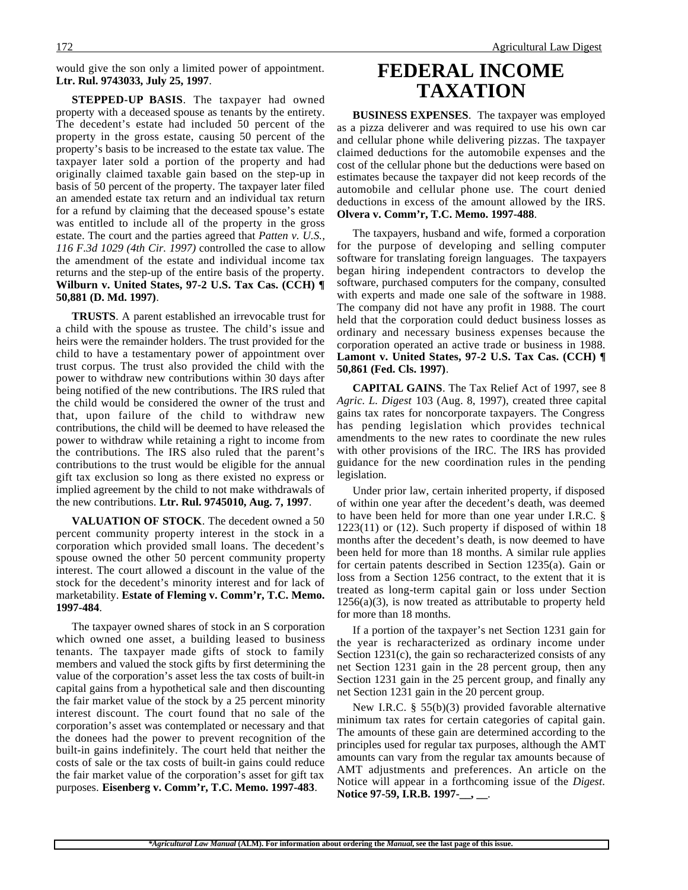would give the son only a limited power of appointment. **Ltr. Rul. 9743033, July 25, 1997**.

**STEPPED-UP BASIS**. The taxpayer had owned property with a deceased spouse as tenants by the entirety. The decedent's estate had included 50 percent of the property in the gross estate, causing 50 percent of the property's basis to be increased to the estate tax value. The taxpayer later sold a portion of the property and had originally claimed taxable gain based on the step-up in basis of 50 percent of the property. The taxpayer later filed an amended estate tax return and an individual tax return for a refund by claiming that the deceased spouse's estate was entitled to include all of the property in the gross estate. The court and the parties agreed that *Patten v. U.S., 116 F.3d 1029 (4th Cir. 1997)* controlled the case to allow the amendment of the estate and individual income tax returns and the step-up of the entire basis of the property. **Wilburn v. United States, 97-2 U.S. Tax Cas. (CCH) ¶ 50,881 (D. Md. 1997)**.

**TRUSTS**. A parent established an irrevocable trust for a child with the spouse as trustee. The child's issue and heirs were the remainder holders. The trust provided for the child to have a testamentary power of appointment over trust corpus. The trust also provided the child with the power to withdraw new contributions within 30 days after being notified of the new contributions. The IRS ruled that the child would be considered the owner of the trust and that, upon failure of the child to withdraw new contributions, the child will be deemed to have released the power to withdraw while retaining a right to income from the contributions. The IRS also ruled that the parent's contributions to the trust would be eligible for the annual gift tax exclusion so long as there existed no express or implied agreement by the child to not make withdrawals of the new contributions. **Ltr. Rul. 9745010, Aug. 7, 1997**.

**VALUATION OF STOCK**. The decedent owned a 50 percent community property interest in the stock in a corporation which provided small loans. The decedent's spouse owned the other 50 percent community property interest. The court allowed a discount in the value of the stock for the decedent's minority interest and for lack of marketability. **Estate of Fleming v. Comm'r, T.C. Memo. 1997-484**.

The taxpayer owned shares of stock in an S corporation which owned one asset, a building leased to business tenants. The taxpayer made gifts of stock to family members and valued the stock gifts by first determining the value of the corporation's asset less the tax costs of built-in capital gains from a hypothetical sale and then discounting the fair market value of the stock by a 25 percent minority interest discount. The court found that no sale of the corporation's asset was contemplated or necessary and that the donees had the power to prevent recognition of the built-in gains indefinitely. The court held that neither the costs of sale or the tax costs of built-in gains could reduce the fair market value of the corporation's asset for gift tax purposes. **Eisenberg v. Comm'r, T.C. Memo. 1997-483**.

# FEDERAL INCOME TAXATION

**BUSINESS EXPENSES**. The taxpayer was employed as a pizza deliverer and was required to use his own car and cellular phone while delivering pizzas. The taxpayer claimed deductions for the automobile expenses and the cost of the cellular phone but the deductions were based on estimates because the taxpayer did not keep records of the automobile and cellular phone use. The court denied deductions in excess of the amount allowed by the IRS. **Olvera v. Comm'r, T.C. Memo. 1997-488**.

The taxpayers, husband and wife, formed a corporation for the purpose of developing and selling computer software for translating foreign languages. The taxpayers began hiring independent contractors to develop the software, purchased computers for the company, consulted with experts and made one sale of the software in 1988. The company did not have any profit in 1988. The court held that the corporation could deduct business losses as ordinary and necessary business expenses because the corporation operated an active trade or business in 1988. **Lamont v. United States, 97-2 U.S. Tax Cas. (CCH) ¶ 50,861 (Fed. Cls. 1997)**.

**CAPITAL GAINS**. The Tax Relief Act of 1997, see 8 *Agric. L. Digest* 103 (Aug. 8, 1997), created three capital gains tax rates for noncorporate taxpayers. The Congress has pending legislation which provides technical amendments to the new rates to coordinate the new rules with other provisions of the IRC. The IRS has provided guidance for the new coordination rules in the pending legislation.

Under prior law, certain inherited property, if disposed of within one year after the decedent's death, was deemed to have been held for more than one year under I.R.C. § 1223(11) or (12). Such property if disposed of within 18 months after the decedent's death, is now deemed to have been held for more than 18 months. A similar rule applies for certain patents described in Section 1235(a). Gain or loss from a Section 1256 contract, to the extent that it is treated as long-term capital gain or loss under Section 1256(a)(3), is now treated as attributable to property held for more than 18 months.

If a portion of the taxpayer's net Section 1231 gain for the year is recharacterized as ordinary income under Section 1231(c), the gain so recharacterized consists of any net Section 1231 gain in the 28 percent group, then any Section 1231 gain in the 25 percent group, and finally any net Section 1231 gain in the 20 percent group.

New I.R.C. § 55(b)(3) provided favorable alternative minimum tax rates for certain categories of capital gain. The amounts of these gain are determined according to the principles used for regular tax purposes, although the AMT amounts can vary from the regular tax amounts because of AMT adjustments and preferences. An article on the Notice will appear in a forthcoming issue of the *Digest*. **Notice 97-59, I.R.B. 1997-__, __**.

**Agricultural Law Manual* (ALM). For information about ordering the *Manual*, see the last page of this issue.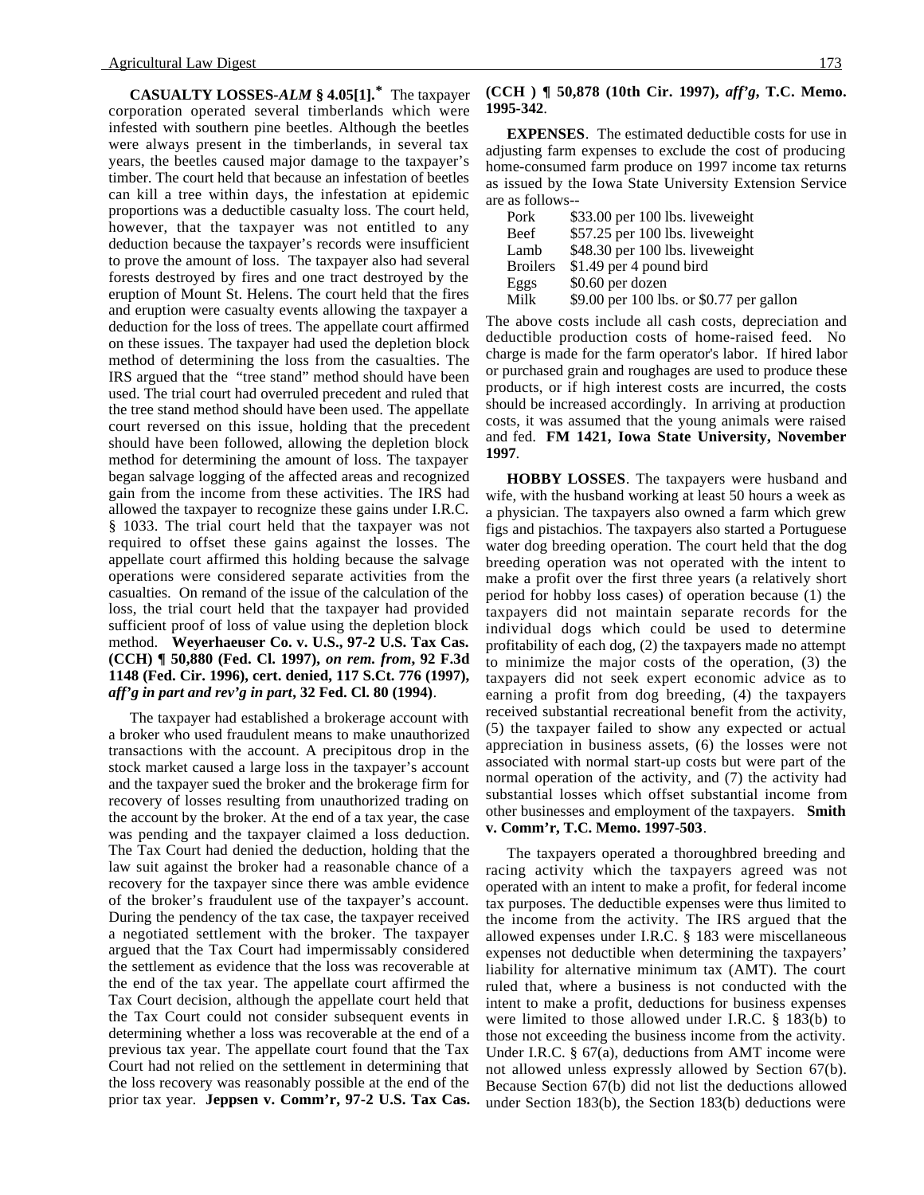**CASUALTY LOSSES**-*ALM* **§ 4.05[1].*** The taxpayer corporation operated several timberlands which were infested with southern pine beetles. Although the beetles were always present in the timberlands, in several tax years, the beetles caused major damage to the taxpayer's timber. The court held that because an infestation of beetles can kill a tree within days, the infestation at epidemic proportions was a deductible casualty loss. The court held, however, that the taxpayer was not entitled to any deduction because the taxpayer's records were insufficient to prove the amount of loss. The taxpayer also had several forests destroyed by fires and one tract destroyed by the eruption of Mount St. Helens. The court held that the fires and eruption were casualty events allowing the taxpayer a deduction for the loss of trees. The appellate court affirmed on these issues. The taxpayer had used the depletion block method of determining the loss from the casualties. The IRS argued that the "tree stand" method should have been used. The trial court had overruled precedent and ruled that the tree stand method should have been used. The appellate court reversed on this issue, holding that the precedent should have been followed, allowing the depletion block method for determining the amount of loss. The taxpayer began salvage logging of the affected areas and recognized gain from the income from these activities. The IRS had allowed the taxpayer to recognize these gains under I.R.C. § 1033. The trial court held that the taxpayer was not required to offset these gains against the losses. The appellate court affirmed this holding because the salvage operations were considered separate activities from the casualties. On remand of the issue of the calculation of the loss, the trial court held that the taxpayer had provided sufficient proof of loss of value using the depletion block method. **Weyerhaeuser Co. v. U.S., 97-2 U.S. Tax Cas. (CCH) ¶ 50,880 (Fed. Cl. 1997), *on rem. from*, 92 F.3d 1148 (Fed. Cir. 1996), cert. denied, 117 S.Ct. 776 (1997), *aff'g in part and rev'g in part*, 32 Fed. Cl. 80 (1994)**.

The taxpayer had established a brokerage account with a broker who used fraudulent means to make unauthorized transactions with the account. A precipitous drop in the stock market caused a large loss in the taxpayer's account and the taxpayer sued the broker and the brokerage firm for recovery of losses resulting from unauthorized trading on the account by the broker. At the end of a tax year, the case was pending and the taxpayer claimed a loss deduction. The Tax Court had denied the deduction, holding that the law suit against the broker had a reasonable chance of a recovery for the taxpayer since there was amble evidence of the broker's fraudulent use of the taxpayer's account. During the pendency of the tax case, the taxpayer received a negotiated settlement with the broker. The taxpayer argued that the Tax Court had impermissably considered the settlement as evidence that the loss was recoverable at the end of the tax year. The appellate court affirmed the Tax Court decision, although the appellate court held that the Tax Court could not consider subsequent events in determining whether a loss was recoverable at the end of a previous tax year. The appellate court found that the Tax Court had not relied on the settlement in determining that the loss recovery was reasonably possible at the end of the prior tax year. **Jeppsen v. Comm'r, 97-2 U.S. Tax Cas. (CCH ) ¶ 50,878 (10th Cir. 1997), *aff'g*, T.C. Memo. 1995-342**.

**EXPENSES**. The estimated deductible costs for use in adjusting farm expenses to exclude the cost of producing home-consumed farm produce on 1997 income tax returns as issued by the Iowa State University Extension Service are as follows--

| | |
|---|---|
| Pork | $33.00 per 100 lbs. liveweight |
| Beef | $57.25 per 100 lbs. liveweight |
| Lamb | $48.30 per 100 lbs. liveweight |
| Broilers | $1.49 per 4 pound bird |
| Eggs | $0.60 per dozen |
| Milk | $9.00 per 100 lbs. or $0.77 per gallon |

The above costs include all cash costs, depreciation and deductible production costs of home-raised feed. No charge is made for the farm operator's labor. If hired labor or purchased grain and roughages are used to produce these products, or if high interest costs are incurred, the costs should be increased accordingly. In arriving at production costs, it was assumed that the young animals were raised and fed. **FM 1421, Iowa State University, November 1997**.

**HOBBY LOSSES**. The taxpayers were husband and wife, with the husband working at least 50 hours a week as a physician. The taxpayers also owned a farm which grew figs and pistachios. The taxpayers also started a Portuguese water dog breeding operation. The court held that the dog breeding operation was not operated with the intent to make a profit over the first three years (a relatively short period for hobby loss cases) of operation because (1) the taxpayers did not maintain separate records for the individual dogs which could be used to determine profitability of each dog, (2) the taxpayers made no attempt to minimize the major costs of the operation, (3) the taxpayers did not seek expert economic advice as to earning a profit from dog breeding, (4) the taxpayers received substantial recreational benefit from the activity, (5) the taxpayer failed to show any expected or actual appreciation in business assets, (6) the losses were not associated with normal start-up costs but were part of the normal operation of the activity, and (7) the activity had substantial losses which offset substantial income from other businesses and employment of the taxpayers. **Smith v. Comm'r, T.C. Memo. 1997-503**.

The taxpayers operated a thoroughbred breeding and racing activity which the taxpayers agreed was not operated with an intent to make a profit, for federal income tax purposes. The deductible expenses were thus limited to the income from the activity. The IRS argued that the allowed expenses under I.R.C. § 183 were miscellaneous expenses not deductible when determining the taxpayers' liability for alternative minimum tax (AMT). The court ruled that, where a business is not conducted with the intent to make a profit, deductions for business expenses were limited to those allowed under I.R.C. § 183(b) to those not exceeding the business income from the activity. Under I.R.C. § 67(a), deductions from AMT income were not allowed unless expressly allowed by Section 67(b). Because Section 67(b) did not list the deductions allowed under Section 183(b), the Section 183(b) deductions were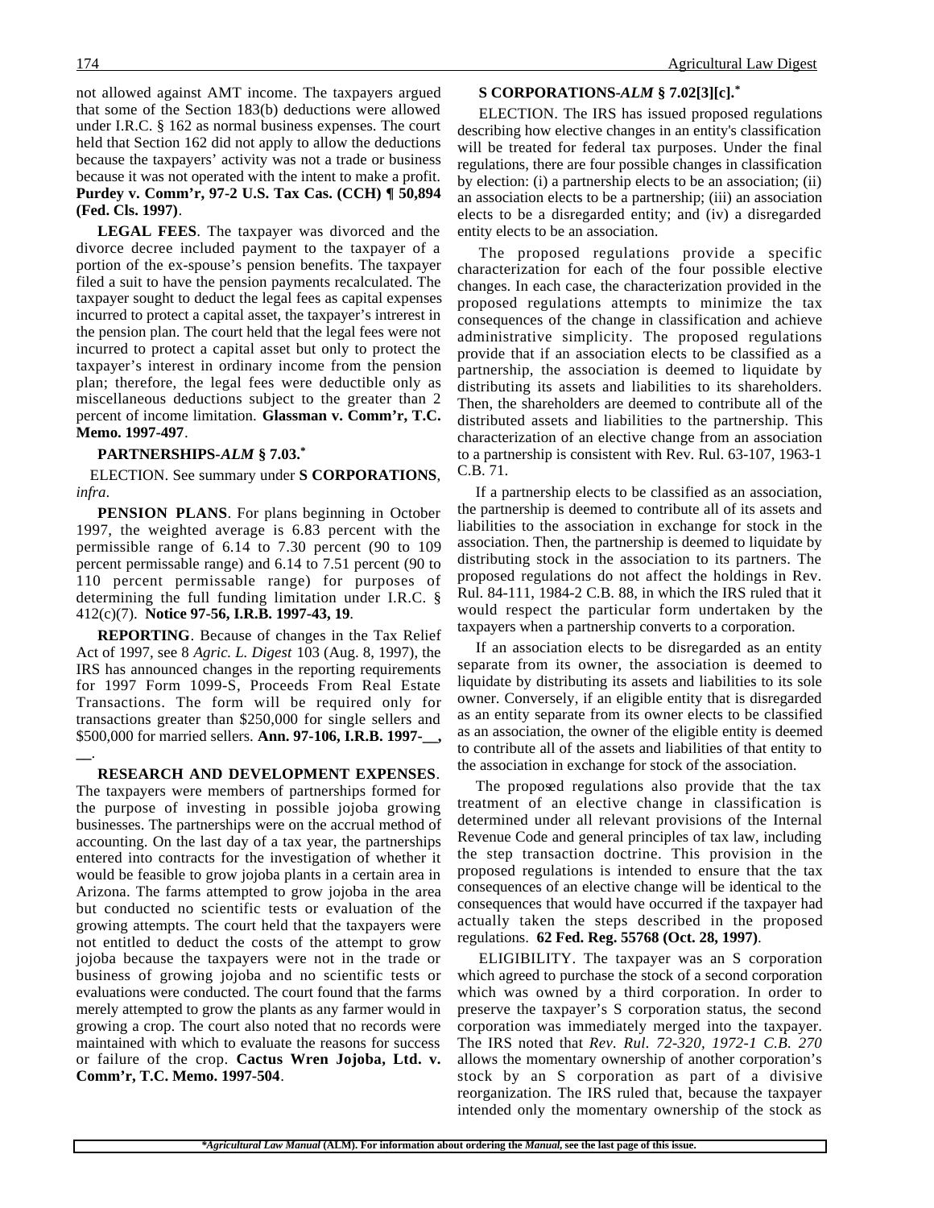not allowed against AMT income. The taxpayers argued that some of the Section 183(b) deductions were allowed under I.R.C. § 162 as normal business expenses. The court held that Section 162 did not apply to allow the deductions because the taxpayers' activity was not a trade or business because it was not operated with the intent to make a profit. **Purdey v. Comm'r, 97-2 U.S. Tax Cas. (CCH) ¶ 50,894 (Fed. Cls. 1997)**.

**LEGAL FEES**. The taxpayer was divorced and the divorce decree included payment to the taxpayer of a portion of the ex-spouse's pension benefits. The taxpayer filed a suit to have the pension payments recalculated. The taxpayer sought to deduct the legal fees as capital expenses incurred to protect a capital asset, the taxpayer's intrerest in the pension plan. The court held that the legal fees were not incurred to protect a capital asset but only to protect the taxpayer's interest in ordinary income from the pension plan; therefore, the legal fees were deductible only as miscellaneous deductions subject to the greater than 2 percent of income limitation. **Glassman v. Comm'r, T.C. Memo. 1997-497**.

**PARTNERSHIPS-*ALM* § 7.03.***

ELECTION. See summary under **S CORPORATIONS**, *infra*.

**PENSION PLANS**. For plans beginning in October 1997, the weighted average is 6.83 percent with the permissible range of 6.14 to 7.30 percent (90 to 109 percent permissable range) and 6.14 to 7.51 percent (90 to 110 percent permissable range) for purposes of determining the full funding limitation under I.R.C. § 412(c)(7). **Notice 97-56, I.R.B. 1997-43, 19**.

**REPORTING**. Because of changes in the Tax Relief Act of 1997, see 8 *Agric. L. Digest* 103 (Aug. 8, 1997), the IRS has announced changes in the reporting requirements for 1997 Form 1099-S, Proceeds From Real Estate Transactions. The form will be required only for transactions greater than $250,000 for single sellers and $500,000 for married sellers. **Ann. 97-106, I.R.B. 1997-__, __**.

**RESEARCH AND DEVELOPMENT EXPENSES**. The taxpayers were members of partnerships formed for the purpose of investing in possible jojoba growing businesses. The partnerships were on the accrual method of accounting. On the last day of a tax year, the partnerships entered into contracts for the investigation of whether it would be feasible to grow jojoba plants in a certain area in Arizona. The farms attempted to grow jojoba in the area but conducted no scientific tests or evaluation of the growing attempts. The court held that the taxpayers were not entitled to deduct the costs of the attempt to grow jojoba because the taxpayers were not in the trade or business of growing jojoba and no scientific tests or evaluations were conducted. The court found that the farms merely attempted to grow the plants as any farmer would in growing a crop. The court also noted that no records were maintained with which to evaluate the reasons for success or failure of the crop. **Cactus Wren Jojoba, Ltd. v. Comm'r, T.C. Memo. 1997-504**.

**S CORPORATIONS-*ALM* § 7.02[3][c].***

ELECTION. The IRS has issued proposed regulations describing how elective changes in an entity's classification will be treated for federal tax purposes. Under the final regulations, there are four possible changes in classification by election: (i) a partnership elects to be an association; (ii) an association elects to be a partnership; (iii) an association elects to be a disregarded entity; and (iv) a disregarded entity elects to be an association.

The proposed regulations provide a specific characterization for each of the four possible elective changes. In each case, the characterization provided in the proposed regulations attempts to minimize the tax consequences of the change in classification and achieve administrative simplicity. The proposed regulations provide that if an association elects to be classified as a partnership, the association is deemed to liquidate by distributing its assets and liabilities to its shareholders. Then, the shareholders are deemed to contribute all of the distributed assets and liabilities to the partnership. This characterization of an elective change from an association to a partnership is consistent with Rev. Rul. 63-107, 1963-1 C.B. 71.

If a partnership elects to be classified as an association, the partnership is deemed to contribute all of its assets and liabilities to the association in exchange for stock in the association. Then, the partnership is deemed to liquidate by distributing stock in the association to its partners. The proposed regulations do not affect the holdings in Rev. Rul. 84-111, 1984-2 C.B. 88, in which the IRS ruled that it would respect the particular form undertaken by the taxpayers when a partnership converts to a corporation.

If an association elects to be disregarded as an entity separate from its owner, the association is deemed to liquidate by distributing its assets and liabilities to its sole owner. Conversely, if an eligible entity that is disregarded as an entity separate from its owner elects to be classified as an association, the owner of the eligible entity is deemed to contribute all of the assets and liabilities of that entity to the association in exchange for stock of the association.

The proposed regulations also provide that the tax treatment of an elective change in classification is determined under all relevant provisions of the Internal Revenue Code and general principles of tax law, including the step transaction doctrine. This provision in the proposed regulations is intended to ensure that the tax consequences of an elective change will be identical to the consequences that would have occurred if the taxpayer had actually taken the steps described in the proposed regulations. **62 Fed. Reg. 55768 (Oct. 28, 1997)**.

ELIGIBILITY. The taxpayer was an S corporation which agreed to purchase the stock of a second corporation which was owned by a third corporation. In order to preserve the taxpayer's S corporation status, the second corporation was immediately merged into the taxpayer. The IRS noted that *Rev. Rul. 72-320, 1972-1 C.B. 270* allows the momentary ownership of another corporation's stock by an S corporation as part of a divisive reorganization. The IRS ruled that, because the taxpayer intended only the momentary ownership of the stock as

*Agricultural Law Manual (ALM). For information about ordering the Manual, see the last page of this issue.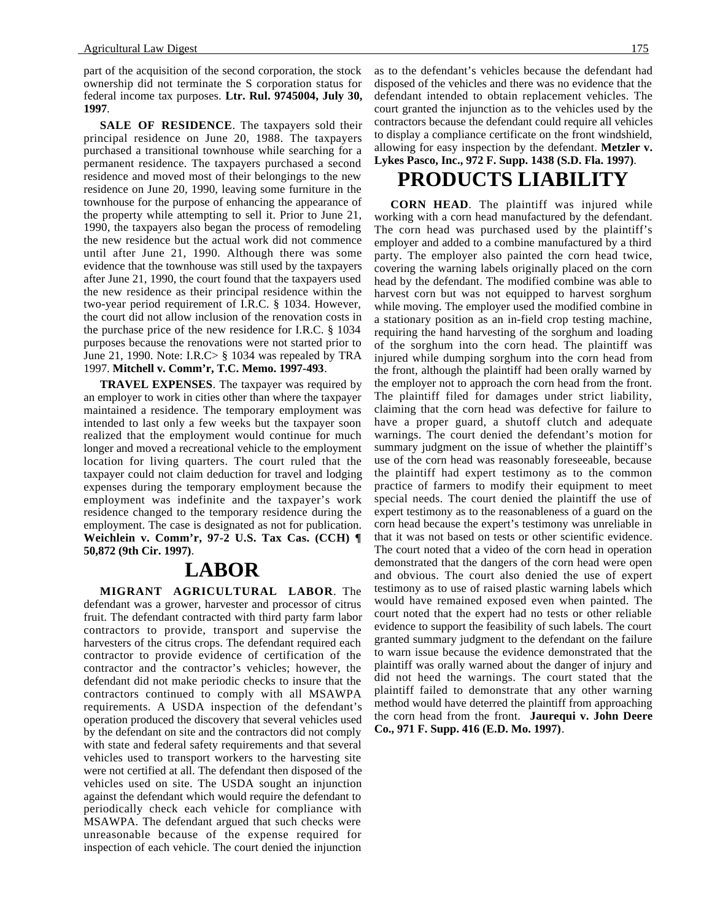part of the acquisition of the second corporation, the stock ownership did not terminate the S corporation status for federal income tax purposes. **Ltr. Rul. 9745004, July 30, 1997**.

**SALE OF RESIDENCE**. The taxpayers sold their principal residence on June 20, 1988. The taxpayers purchased a transitional townhouse while searching for a permanent residence. The taxpayers purchased a second residence and moved most of their belongings to the new residence on June 20, 1990, leaving some furniture in the townhouse for the purpose of enhancing the appearance of the property while attempting to sell it. Prior to June 21, 1990, the taxpayers also began the process of remodeling the new residence but the actual work did not commence until after June 21, 1990. Although there was some evidence that the townhouse was still used by the taxpayers after June 21, 1990, the court found that the taxpayers used the new residence as their principal residence within the two-year period requirement of I.R.C. § 1034. However, the court did not allow inclusion of the renovation costs in the purchase price of the new residence for I.R.C. § 1034 purposes because the renovations were not started prior to June 21, 1990. Note: I.R.C> § 1034 was repealed by TRA 1997. **Mitchell v. Comm'r, T.C. Memo. 1997-493**.

**TRAVEL EXPENSES**. The taxpayer was required by an employer to work in cities other than where the taxpayer maintained a residence. The temporary employment was intended to last only a few weeks but the taxpayer soon realized that the employment would continue for much longer and moved a recreational vehicle to the employment location for living quarters. The court ruled that the taxpayer could not claim deduction for travel and lodging expenses during the temporary employment because the employment was indefinite and the taxpayer's work residence changed to the temporary residence during the employment. The case is designated as not for publication. **Weichlein v. Comm'r, 97-2 U.S. Tax Cas. (CCH) ¶ 50,872 (9th Cir. 1997)**.

# LABOR

**MIGRANT AGRICULTURAL LABOR**. The defendant was a grower, harvester and processor of citrus fruit. The defendant contracted with third party farm labor contractors to provide, transport and supervise the harvesters of the citrus crops. The defendant required each contractor to provide evidence of certification of the contractor and the contractor's vehicles; however, the defendant did not make periodic checks to insure that the contractors continued to comply with all MSAWPA requirements. A USDA inspection of the defendant's operation produced the discovery that several vehicles used by the defendant on site and the contractors did not comply with state and federal safety requirements and that several vehicles used to transport workers to the harvesting site were not certified at all. The defendant then disposed of the vehicles used on site. The USDA sought an injunction against the defendant which would require the defendant to periodically check each vehicle for compliance with MSAWPA. The defendant argued that such checks were unreasonable because of the expense required for inspection of each vehicle. The court denied the injunction as to the defendant's vehicles because the defendant had disposed of the vehicles and there was no evidence that the defendant intended to obtain replacement vehicles. The court granted the injunction as to the vehicles used by the contractors because the defendant could require all vehicles to display a compliance certificate on the front windshield, allowing for easy inspection by the defendant. **Metzler v. Lykes Pasco, Inc., 972 F. Supp. 1438 (S.D. Fla. 1997)**.

# PRODUCTS LIABILITY

**CORN HEAD**. The plaintiff was injured while working with a corn head manufactured by the defendant. The corn head was purchased used by the plaintiff's employer and added to a combine manufactured by a third party. The employer also painted the corn head twice, covering the warning labels originally placed on the corn head by the defendant. The modified combine was able to harvest corn but was not equipped to harvest sorghum while moving. The employer used the modified combine in a stationary position as an in-field crop testing machine, requiring the hand harvesting of the sorghum and loading of the sorghum into the corn head. The plaintiff was injured while dumping sorghum into the corn head from the front, although the plaintiff had been orally warned by the employer not to approach the corn head from the front. The plaintiff filed for damages under strict liability, claiming that the corn head was defective for failure to have a proper guard, a shutoff clutch and adequate warnings. The court denied the defendant's motion for summary judgment on the issue of whether the plaintiff's use of the corn head was reasonably foreseeable, because the plaintiff had expert testimony as to the common practice of farmers to modify their equipment to meet special needs. The court denied the plaintiff the use of expert testimony as to the reasonableness of a guard on the corn head because the expert's testimony was unreliable in that it was not based on tests or other scientific evidence. The court noted that a video of the corn head in operation demonstrated that the dangers of the corn head were open and obvious. The court also denied the use of expert testimony as to use of raised plastic warning labels which would have remained exposed even when painted. The court noted that the expert had no tests or other reliable evidence to support the feasibility of such labels. The court granted summary judgment to the defendant on the failure to warn issue because the evidence demonstrated that the plaintiff was orally warned about the danger of injury and did not heed the warnings. The court stated that the plaintiff failed to demonstrate that any other warning method would have deterred the plaintiff from approaching the corn head from the front. **Jaurequi v. John Deere Co., 971 F. Supp. 416 (E.D. Mo. 1997)**.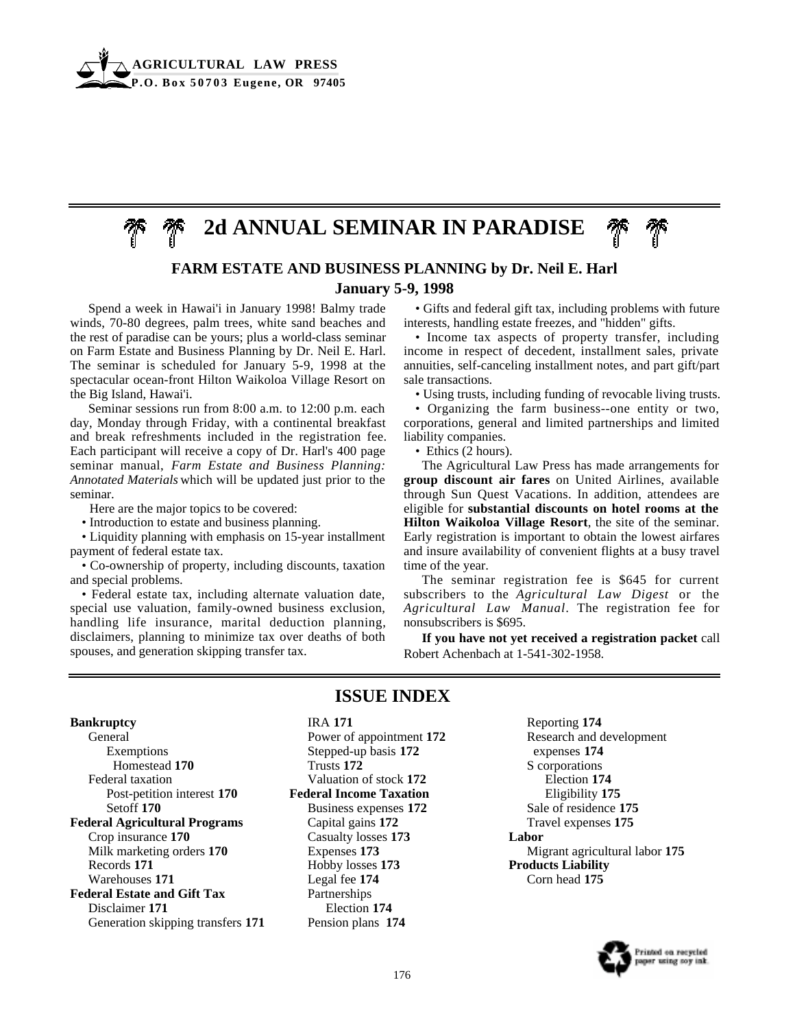**AGRICULTURAL LAW PRESS**
**P.O. Box 50703 Eugene, OR 97405**

# 2d ANNUAL SEMINAR IN PARADISE

### FARM ESTATE AND BUSINESS PLANNING by Dr. Neil E. Harl

### January 5-9, 1998

Spend a week in Hawai'i in January 1998! Balmy trade winds, 70-80 degrees, palm trees, white sand beaches and the rest of paradise can be yours; plus a world-class seminar on Farm Estate and Business Planning by Dr. Neil E. Harl. The seminar is scheduled for January 5-9, 1998 at the spectacular ocean-front Hilton Waikoloa Village Resort on the Big Island, Hawai'i.

Seminar sessions run from 8:00 a.m. to 12:00 p.m. each day, Monday through Friday, with a continental breakfast and break refreshments included in the registration fee. Each participant will receive a copy of Dr. Harl's 400 page seminar manual, *Farm Estate and Business Planning: Annotated Materials* which will be updated just prior to the seminar.

Here are the major topics to be covered:

- Introduction to estate and business planning.
- Liquidity planning with emphasis on 15-year installment payment of federal estate tax.
- Co-ownership of property, including discounts, taxation and special problems.
- Federal estate tax, including alternate valuation date, special use valuation, family-owned business exclusion, handling life insurance, marital deduction planning, disclaimers, planning to minimize tax over deaths of both spouses, and generation skipping transfer tax.
- Gifts and federal gift tax, including problems with future interests, handling estate freezes, and "hidden" gifts.
- Income tax aspects of property transfer, including income in respect of decedent, installment sales, private annuities, self-canceling installment notes, and part gift/part sale transactions.
- Using trusts, including funding of revocable living trusts.
- Organizing the farm business--one entity or two, corporations, general and limited partnerships and limited liability companies.
- Ethics (2 hours).

The Agricultural Law Press has made arrangements for **group discount air fares** on United Airlines, available through Sun Quest Vacations. In addition, attendees are eligible for **substantial discounts on hotel rooms at the Hilton Waikoloa Village Resort**, the site of the seminar. Early registration is important to obtain the lowest airfares and insure availability of convenient flights at a busy travel time of the year.

The seminar registration fee is $645 for current subscribers to the *Agricultural Law Digest* or the *Agricultural Law Manual*. The registration fee for nonsubscribers is $695.

**If you have not yet received a registration packet** call Robert Achenbach at 1-541-302-1958.

## ISSUE INDEX

**Bankruptcy**
- General
  - Exemptions
    - Homestead **170**
- Federal taxation
  - Post-petition interest **170**
  - Setoff **170**

**Federal Agricultural Programs**
- Crop insurance **170**
- Milk marketing orders **170**
- Records **171**
- Warehouses **171**

**Federal Estate and Gift Tax**
- Disclaimer **171**
- Generation skipping transfers **171**
- IRA **171**
- Power of appointment **172**
- Stepped-up basis **172**
- Trusts **172**
- Valuation of stock **172**

**Federal Income Taxation**
- Business expenses **172**
- Capital gains **172**
- Casualty losses **173**
- Expenses **173**
- Hobby losses **173**
- Legal fee **174**
- Partnerships
  - Election **174**
- Pension plans **174**
- Reporting **174**
- Research and development expenses **174**
- S corporations
  - Election **174**
  - Eligibility **175**
- Sale of residence **175**
- Travel expenses **175**

**Labor**
- Migrant agricultural labor **175**

**Products Liability**
- Corn head **175**

Printed on recycled paper using soy ink.